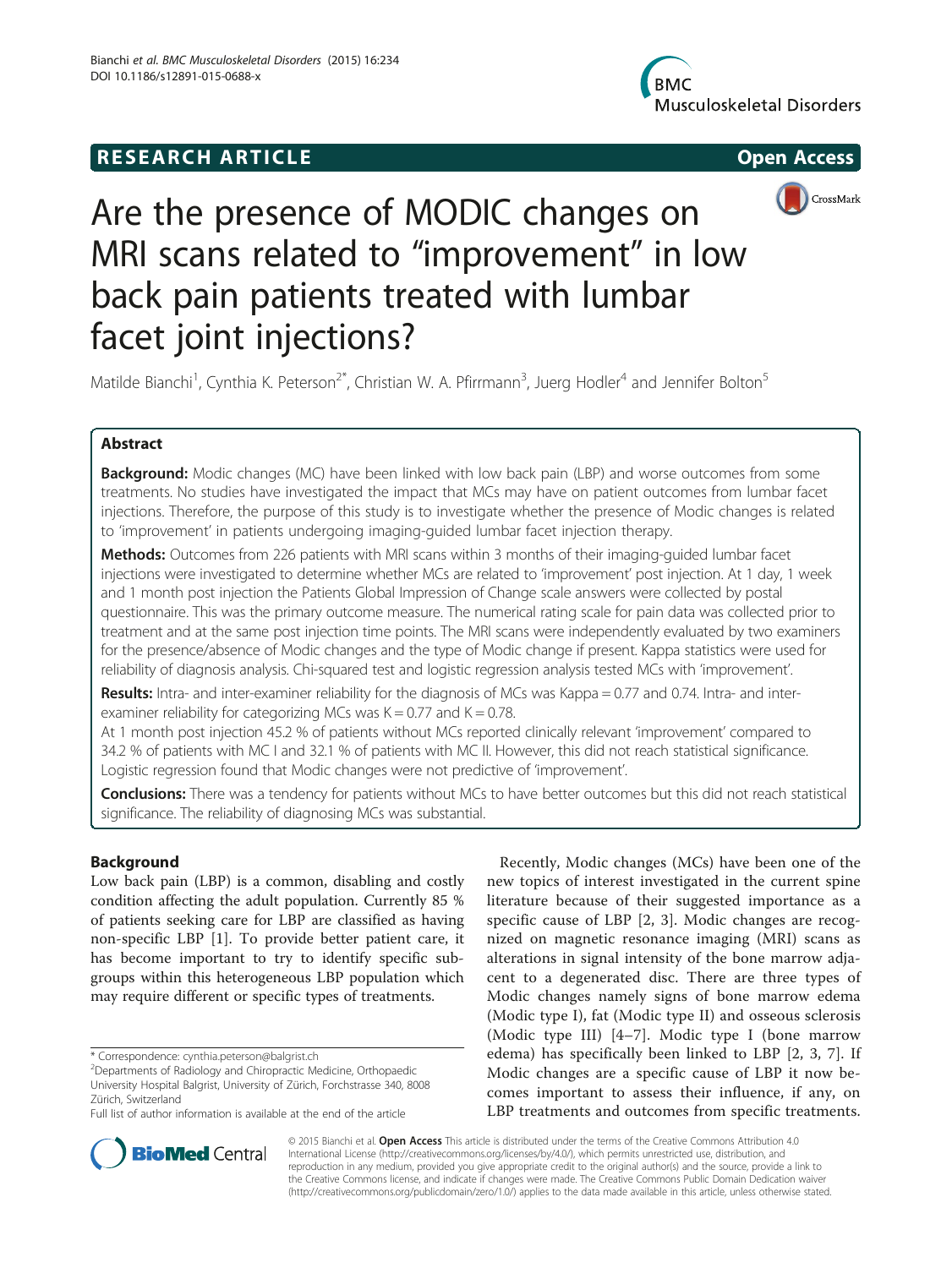RESEARCH ARTICLE **Open Access**

# Are the presence of MODIC changes on MRI scans related to "improvement" in low back pain patients treated with lumbar facet joint injections?

Matilde Bianchi[1], Cynthia K. Peterson[2*], Christian W. A. Pfirrmann[3], Juerg Hodler[4] and Jennifer Bolton[5]

## Abstract

**Background:** Modic changes (MC) have been linked with low back pain (LBP) and worse outcomes from some treatments. No studies have investigated the impact that MCs may have on patient outcomes from lumbar facet injections. Therefore, the purpose of this study is to investigate whether the presence of Modic changes is related to 'improvement' in patients undergoing imaging-guided lumbar facet injection therapy.

**Methods:** Outcomes from 226 patients with MRI scans within 3 months of their imaging-guided lumbar facet injections were investigated to determine whether MCs are related to 'improvement' post injection. At 1 day, 1 week and 1 month post injection the Patients Global Impression of Change scale answers were collected by postal questionnaire. This was the primary outcome measure. The numerical rating scale for pain data was collected prior to treatment and at the same post injection time points. The MRI scans were independently evaluated by two examiners for the presence/absence of Modic changes and the type of Modic change if present. Kappa statistics were used for reliability of diagnosis analysis. Chi-squared test and logistic regression analysis tested MCs with 'improvement'.

**Results:** Intra- and inter-examiner reliability for the diagnosis of MCs was Kappa = 0.77 and 0.74. Intra- and inter-examiner reliability for categorizing MCs was K = 0.77 and K = 0.78.

At 1 month post injection 45.2 % of patients without MCs reported clinically relevant 'improvement' compared to 34.2 % of patients with MC I and 32.1 % of patients with MC II. However, this did not reach statistical significance. Logistic regression found that Modic changes were not predictive of 'improvement'.

**Conclusions:** There was a tendency for patients without MCs to have better outcomes but this did not reach statistical significance. The reliability of diagnosing MCs was substantial.

## Background

Low back pain (LBP) is a common, disabling and costly condition affecting the adult population. Currently 85 % of patients seeking care for LBP are classified as having non-specific LBP [1]. To provide better patient care, it has become important to try to identify specific subgroups within this heterogeneous LBP population which may require different or specific types of treatments.

Recently, Modic changes (MCs) have been one of the new topics of interest investigated in the current spine literature because of their suggested importance as a specific cause of LBP [2, 3]. Modic changes are recognized on magnetic resonance imaging (MRI) scans as alterations in signal intensity of the bone marrow adjacent to a degenerated disc. There are three types of Modic changes namely signs of bone marrow edema (Modic type I), fat (Modic type II) and osseous sclerosis (Modic type III) [4–7]. Modic type I (bone marrow edema) has specifically been linked to LBP [2, 3, 7]. If Modic changes are a specific cause of LBP it now becomes important to assess their influence, if any, on LBP treatments and outcomes from specific treatments.

\* Correspondence: cynthia.peterson@balgrist.ch
[2]Departments of Radiology and Chiropractic Medicine, Orthopaedic University Hospital Balgrist, University of Zürich, Forchstrasse 340, 8008 Zürich, Switzerland
Full list of author information is available at the end of the article

© 2015 Bianchi et al. **Open Access** This article is distributed under the terms of the Creative Commons Attribution 4.0 International License (http://creativecommons.org/licenses/by/4.0/), which permits unrestricted use, distribution, and reproduction in any medium, provided you give appropriate credit to the original author(s) and the source, provide a link to the Creative Commons license, and indicate if changes were made. The Creative Commons Public Domain Dedication waiver (http://creativecommons.org/publicdomain/zero/1.0/) applies to the data made available in this article, unless otherwise stated.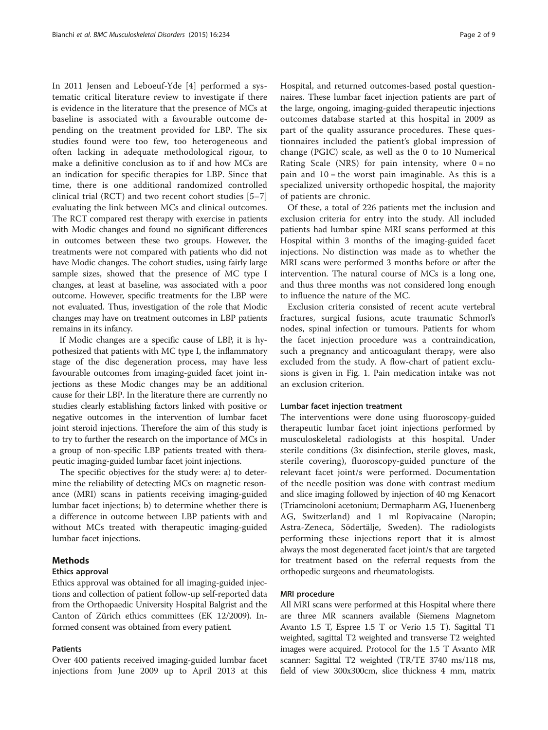In 2011 Jensen and Leboeuf-Yde [4] performed a systematic critical literature review to investigate if there is evidence in the literature that the presence of MCs at baseline is associated with a favourable outcome depending on the treatment provided for LBP. The six studies found were too few, too heterogeneous and often lacking in adequate methodological rigour, to make a definitive conclusion as to if and how MCs are an indication for specific therapies for LBP. Since that time, there is one additional randomized controlled clinical trial (RCT) and two recent cohort studies [5–7] evaluating the link between MCs and clinical outcomes. The RCT compared rest therapy with exercise in patients with Modic changes and found no significant differences in outcomes between these two groups. However, the treatments were not compared with patients who did not have Modic changes. The cohort studies, using fairly large sample sizes, showed that the presence of MC type I changes, at least at baseline, was associated with a poor outcome. However, specific treatments for the LBP were not evaluated. Thus, investigation of the role that Modic changes may have on treatment outcomes in LBP patients remains in its infancy.

If Modic changes are a specific cause of LBP, it is hypothesized that patients with MC type I, the inflammatory stage of the disc degeneration process, may have less favourable outcomes from imaging-guided facet joint injections as these Modic changes may be an additional cause for their LBP. In the literature there are currently no studies clearly establishing factors linked with positive or negative outcomes in the intervention of lumbar facet joint steroid injections. Therefore the aim of this study is to try to further the research on the importance of MCs in a group of non-specific LBP patients treated with therapeutic imaging-guided lumbar facet joint injections.

The specific objectives for the study were: a) to determine the reliability of detecting MCs on magnetic resonance (MRI) scans in patients receiving imaging-guided lumbar facet injections; b) to determine whether there is a difference in outcome between LBP patients with and without MCs treated with therapeutic imaging-guided lumbar facet injections.

## Methods

### Ethics approval

Ethics approval was obtained for all imaging-guided injections and collection of patient follow-up self-reported data from the Orthopaedic University Hospital Balgrist and the Canton of Zürich ethics committees (EK 12/2009). Informed consent was obtained from every patient.

### Patients

Over 400 patients received imaging-guided lumbar facet injections from June 2009 up to April 2013 at this Hospital, and returned outcomes-based postal questionnaires. These lumbar facet injection patients are part of the large, ongoing, imaging-guided therapeutic injections outcomes database started at this hospital in 2009 as part of the quality assurance procedures. These questionnaires included the patient's global impression of change (PGIC) scale, as well as the 0 to 10 Numerical Rating Scale (NRS) for pain intensity, where 0 = no pain and 10 = the worst pain imaginable. As this is a specialized university orthopedic hospital, the majority of patients are chronic.

Of these, a total of 226 patients met the inclusion and exclusion criteria for entry into the study. All included patients had lumbar spine MRI scans performed at this Hospital within 3 months of the imaging-guided facet injections. No distinction was made as to whether the MRI scans were performed 3 months before or after the intervention. The natural course of MCs is a long one, and thus three months was not considered long enough to influence the nature of the MC.

Exclusion criteria consisted of recent acute vertebral fractures, surgical fusions, acute traumatic Schmorl's nodes, spinal infection or tumours. Patients for whom the facet injection procedure was a contraindication, such a pregnancy and anticoagulant therapy, were also excluded from the study. A flow-chart of patient exclusions is given in Fig. 1. Pain medication intake was not an exclusion criterion.

### Lumbar facet injection treatment

The interventions were done using fluoroscopy-guided therapeutic lumbar facet joint injections performed by musculoskeletal radiologists at this hospital. Under sterile conditions (3x disinfection, sterile gloves, mask, sterile covering), fluoroscopy-guided puncture of the relevant facet joint/s were performed. Documentation of the needle position was done with contrast medium and slice imaging followed by injection of 40 mg Kenacort (Triamcinoloni acetonium; Dermapharm AG, Huenenberg AG, Switzerland) and 1 ml Ropivacaine (Naropin; Astra-Zeneca, Södertälje, Sweden). The radiologists performing these injections report that it is almost always the most degenerated facet joint/s that are targeted for treatment based on the referral requests from the orthopedic surgeons and rheumatologists.

### MRI procedure

All MRI scans were performed at this Hospital where there are three MR scanners available (Siemens Magnetom Avanto 1.5 T, Espree 1.5 T or Verio 1.5 T). Sagittal T1 weighted, sagittal T2 weighted and transverse T2 weighted images were acquired. Protocol for the 1.5 T Avanto MR scanner: Sagittal T2 weighted (TR/TE 3740 ms/118 ms, field of view 300x300cm, slice thickness 4 mm, matrix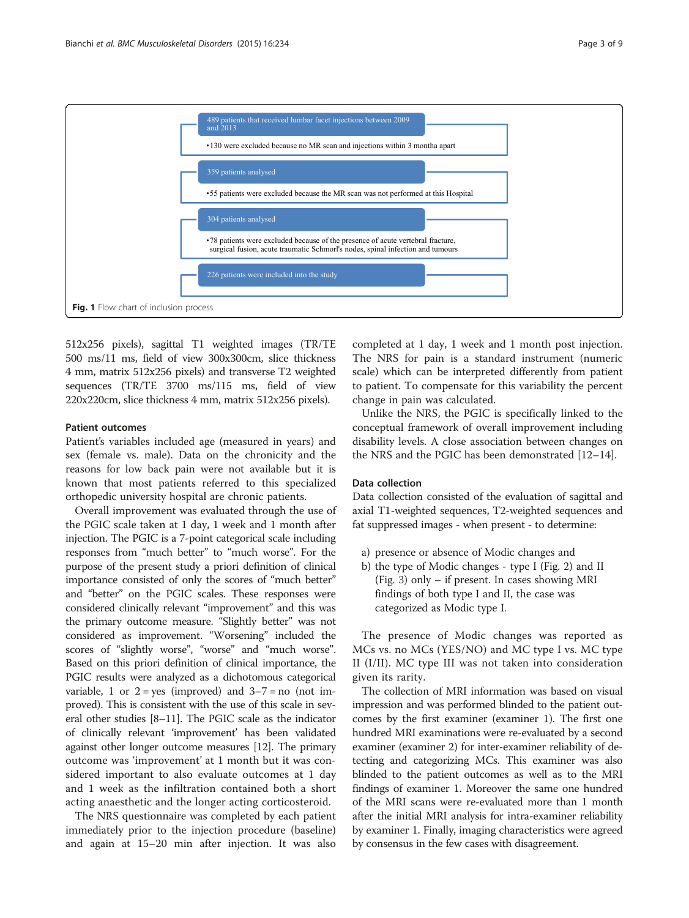489 patients that received lumbar facet injections between 2009 and 2013

- 130 were excluded because no MR scan and injections within 3 montha apart

359 patients analysed

- 55 patients were excluded because the MR scan was not performed at this Hospital

304 patients analysed

- 78 patients were excluded because of the presence of acute vertebral fracture, surgical fusion, acute traumatic Schmorl's nodes, spinal infection and tumours

226 patients were included into the study

**Fig. 1** Flow chart of inclusion process

512x256 pixels), sagittal T1 weighted images (TR/TE 500 ms/11 ms, field of view 300x300cm, slice thickness 4 mm, matrix 512x256 pixels) and transverse T2 weighted sequences (TR/TE 3700 ms/115 ms, field of view 220x220cm, slice thickness 4 mm, matrix 512x256 pixels).

### Patient outcomes

Patient's variables included age (measured in years) and sex (female vs. male). Data on the chronicity and the reasons for low back pain were not available but it is known that most patients referred to this specialized orthopedic university hospital are chronic patients.

Overall improvement was evaluated through the use of the PGIC scale taken at 1 day, 1 week and 1 month after injection. The PGIC is a 7-point categorical scale including responses from "much better" to "much worse". For the purpose of the present study a priori definition of clinical importance consisted of only the scores of "much better" and "better" on the PGIC scales. These responses were considered clinically relevant "improvement" and this was the primary outcome measure. "Slightly better" was not considered as improvement. "Worsening" included the scores of "slightly worse", "worse" and "much worse". Based on this priori definition of clinical importance, the PGIC results were analyzed as a dichotomous categorical variable, 1 or 2 = yes (improved) and 3–7 = no (not improved). This is consistent with the use of this scale in several other studies [8–11]. The PGIC scale as the indicator of clinically relevant 'improvement' has been validated against other longer outcome measures [12]. The primary outcome was 'improvement' at 1 month but it was considered important to also evaluate outcomes at 1 day and 1 week as the infiltration contained both a short acting anaesthetic and the longer acting corticosteroid.

The NRS questionnaire was completed by each patient immediately prior to the injection procedure (baseline) and again at 15–20 min after injection. It was also completed at 1 day, 1 week and 1 month post injection. The NRS for pain is a standard instrument (numeric scale) which can be interpreted differently from patient to patient. To compensate for this variability the percent change in pain was calculated.

Unlike the NRS, the PGIC is specifically linked to the conceptual framework of overall improvement including disability levels. A close association between changes on the NRS and the PGIC has been demonstrated [12–14].

### Data collection

Data collection consisted of the evaluation of sagittal and axial T1-weighted sequences, T2-weighted sequences and fat suppressed images - when present - to determine:

a) presence or absence of Modic changes and
b) the type of Modic changes - type I (Fig. 2) and II (Fig. 3) only – if present. In cases showing MRI findings of both type I and II, the case was categorized as Modic type I.

The presence of Modic changes was reported as MCs vs. no MCs (YES/NO) and MC type I vs. MC type II (I/II). MC type III was not taken into consideration given its rarity.

The collection of MRI information was based on visual impression and was performed blinded to the patient outcomes by the first examiner (examiner 1). The first one hundred MRI examinations were re-evaluated by a second examiner (examiner 2) for inter-examiner reliability of detecting and categorizing MCs. This examiner was also blinded to the patient outcomes as well as to the MRI findings of examiner 1. Moreover the same one hundred of the MRI scans were re-evaluated more than 1 month after the initial MRI analysis for intra-examiner reliability by examiner 1. Finally, imaging characteristics were agreed by consensus in the few cases with disagreement.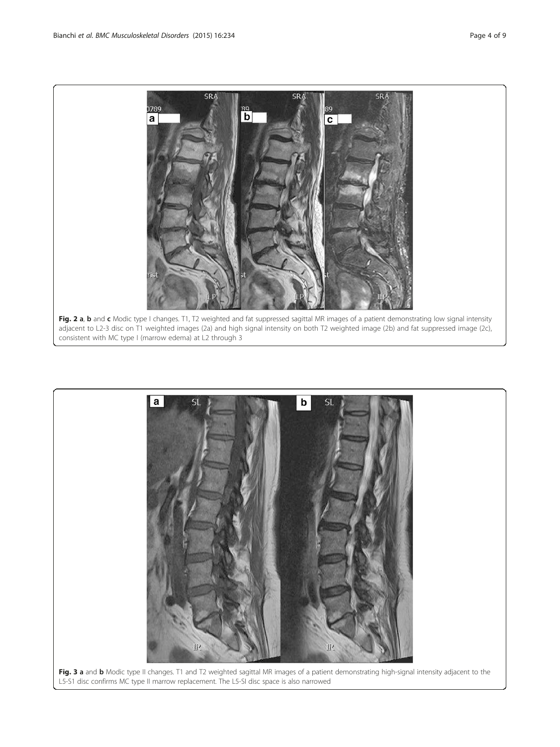**Fig. 2 a**, **b** and **c** Modic type I changes. T1, T2 weighted and fat suppressed sagittal MR images of a patient demonstrating low signal intensity adjacent to L2-3 disc on T1 weighted images (2a) and high signal intensity on both T2 weighted image (2b) and fat suppressed image (2c), consistent with MC type I (marrow edema) at L2 through 3

**Fig. 3 a** and **b** Modic type II changes. T1 and T2 weighted sagittal MR images of a patient demonstrating high-signal intensity adjacent to the L5-S1 disc confirms MC type II marrow replacement. The L5-SI disc space is also narrowed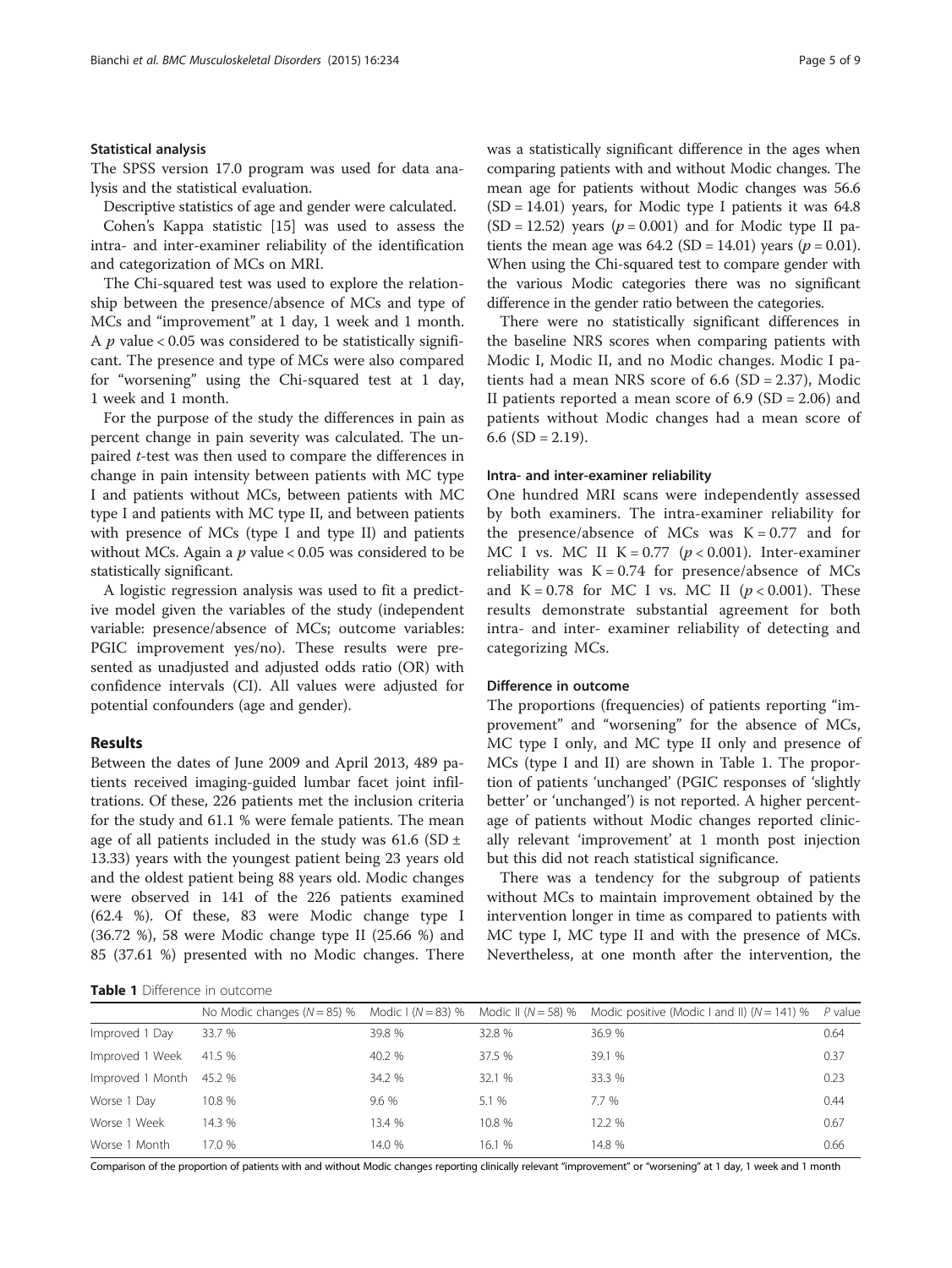### Statistical analysis

The SPSS version 17.0 program was used for data analysis and the statistical evaluation.

Descriptive statistics of age and gender were calculated.

Cohen's Kappa statistic [15] was used to assess the intra- and inter-examiner reliability of the identification and categorization of MCs on MRI.

The Chi-squared test was used to explore the relationship between the presence/absence of MCs and type of MCs and "improvement" at 1 day, 1 week and 1 month. A $p$ value < 0.05 was considered to be statistically significant. The presence and type of MCs were also compared for "worsening" using the Chi-squared test at 1 day, 1 week and 1 month.

For the purpose of the study the differences in pain as percent change in pain severity was calculated. The unpaired $t$-test was then used to compare the differences in change in pain intensity between patients with MC type I and patients without MCs, between patients with MC type I and patients with MC type II, and between patients with presence of MCs (type I and type II) and patients without MCs. Again a $p$ value < 0.05 was considered to be statistically significant.

A logistic regression analysis was used to fit a predictive model given the variables of the study (independent variable: presence/absence of MCs; outcome variables: PGIC improvement yes/no). These results were presented as unadjusted and adjusted odds ratio (OR) with confidence intervals (CI). All values were adjusted for potential confounders (age and gender).

## Results

Between the dates of June 2009 and April 2013, 489 patients received imaging-guided lumbar facet joint infiltrations. Of these, 226 patients met the inclusion criteria for the study and 61.1 % were female patients. The mean age of all patients included in the study was 61.6 (SD ± 13.33) years with the youngest patient being 23 years old and the oldest patient being 88 years old. Modic changes were observed in 141 of the 226 patients examined (62.4 %). Of these, 83 were Modic change type I (36.72 %), 58 were Modic change type II (25.66 %) and 85 (37.61 %) presented with no Modic changes. There was a statistically significant difference in the ages when comparing patients with and without Modic changes. The mean age for patients without Modic changes was 56.6 (SD = 14.01) years, for Modic type I patients it was 64.8 (SD = 12.52) years ($p = 0.001$) and for Modic type II patients the mean age was 64.2 (SD = 14.01) years ($p = 0.01$). When using the Chi-squared test to compare gender with the various Modic categories there was no significant difference in the gender ratio between the categories.

There were no statistically significant differences in the baseline NRS scores when comparing patients with Modic I, Modic II, and no Modic changes. Modic I patients had a mean NRS score of 6.6 (SD = 2.37), Modic II patients reported a mean score of 6.9 (SD = 2.06) and patients without Modic changes had a mean score of 6.6 (SD = 2.19).

### Intra- and inter-examiner reliability

One hundred MRI scans were independently assessed by both examiners. The intra-examiner reliability for the presence/absence of MCs was K = 0.77 and for MC I vs. MC II K = 0.77 ($p < 0.001$). Inter-examiner reliability was K = 0.74 for presence/absence of MCs and K = 0.78 for MC I vs. MC II ($p < 0.001$). These results demonstrate substantial agreement for both intra- and inter- examiner reliability of detecting and categorizing MCs.

### Difference in outcome

The proportions (frequencies) of patients reporting "improvement" and "worsening" for the absence of MCs, MC type I only, and MC type II only and presence of MCs (type I and II) are shown in Table 1. The proportion of patients 'unchanged' (PGIC responses of 'slightly better' or 'unchanged') is not reported. A higher percentage of patients without Modic changes reported clinically relevant 'improvement' at 1 month post injection but this did not reach statistical significance.

There was a tendency for the subgroup of patients without MCs to maintain improvement obtained by the intervention longer in time as compared to patients with MC type I, MC type II and with the presence of MCs. Nevertheless, at one month after the intervention, the

**Table 1** Difference in outcome

| | No Modic changes ($N = 85$) % | Modic I ($N = 83$) % | Modic II ($N = 58$) % | Modic positive (Modic I and II) ($N = 141$) % | $P$ value |
|---|---|---|---|---|---|
| Improved 1 Day | 33.7 % | 39.8 % | 32.8 % | 36.9 % | 0.64 |
| Improved 1 Week | 41.5 % | 40.2 % | 37.5 % | 39.1 % | 0.37 |
| Improved 1 Month | 45.2 % | 34.2 % | 32.1 % | 33.3 % | 0.23 |
| Worse 1 Day | 10.8 % | 9.6 % | 5.1 % | 7.7 % | 0.44 |
| Worse 1 Week | 14.3 % | 13.4 % | 10.8 % | 12.2 % | 0.67 |
| Worse 1 Month | 17.0 % | 14.0 % | 16.1 % | 14.8 % | 0.66 |

Comparison of the proportion of patients with and without Modic changes reporting clinically relevant "improvement" or "worsening" at 1 day, 1 week and 1 month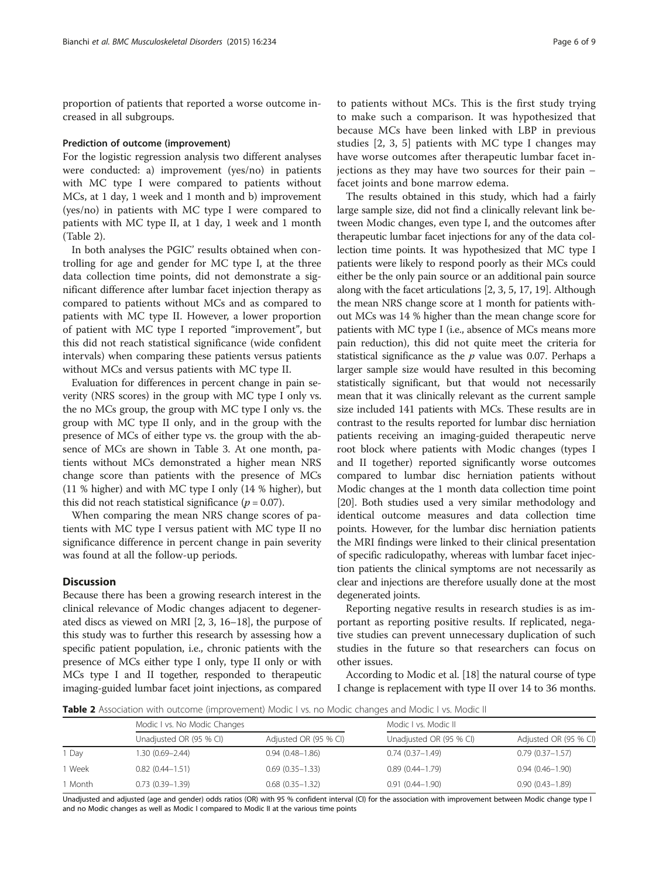proportion of patients that reported a worse outcome increased in all subgroups.

### Prediction of outcome (improvement)

For the logistic regression analysis two different analyses were conducted: a) improvement (yes/no) in patients with MC type I were compared to patients without MCs, at 1 day, 1 week and 1 month and b) improvement (yes/no) in patients with MC type I were compared to patients with MC type II, at 1 day, 1 week and 1 month (Table 2).

In both analyses the PGIC' results obtained when controlling for age and gender for MC type I, at the three data collection time points, did not demonstrate a significant difference after lumbar facet injection therapy as compared to patients without MCs and as compared to patients with MC type II. However, a lower proportion of patient with MC type I reported "improvement", but this did not reach statistical significance (wide confident intervals) when comparing these patients versus patients without MCs and versus patients with MC type II.

Evaluation for differences in percent change in pain severity (NRS scores) in the group with MC type I only vs. the no MCs group, the group with MC type I only vs. the group with MC type II only, and in the group with the presence of MCs of either type vs. the group with the absence of MCs are shown in Table 3. At one month, patients without MCs demonstrated a higher mean NRS change score than patients with the presence of MCs (11 % higher) and with MC type I only (14 % higher), but this did not reach statistical significance ($p = 0.07$).

When comparing the mean NRS change scores of patients with MC type I versus patient with MC type II no significance difference in percent change in pain severity was found at all the follow-up periods.

## Discussion

Because there has been a growing research interest in the clinical relevance of Modic changes adjacent to degenerated discs as viewed on MRI [2, 3, 16–18], the purpose of this study was to further this research by assessing how a specific patient population, i.e., chronic patients with the presence of MCs either type I only, type II only or with MCs type I and II together, responded to therapeutic imaging-guided lumbar facet joint injections, as compared to patients without MCs. This is the first study trying to make such a comparison. It was hypothesized that because MCs have been linked with LBP in previous studies [2, 3, 5] patients with MC type I changes may have worse outcomes after therapeutic lumbar facet injections as they may have two sources for their pain – facet joints and bone marrow edema.

The results obtained in this study, which had a fairly large sample size, did not find a clinically relevant link between Modic changes, even type I, and the outcomes after therapeutic lumbar facet injections for any of the data collection time points. It was hypothesized that MC type I patients were likely to respond poorly as their MCs could either be the only pain source or an additional pain source along with the facet articulations [2, 3, 5, 17, 19]. Although the mean NRS change score at 1 month for patients without MCs was 14 % higher than the mean change score for patients with MC type I (i.e., absence of MCs means more pain reduction), this did not quite meet the criteria for statistical significance as the $p$ value was 0.07. Perhaps a larger sample size would have resulted in this becoming statistically significant, but that would not necessarily mean that it was clinically relevant as the current sample size included 141 patients with MCs. These results are in contrast to the results reported for lumbar disc herniation patients receiving an imaging-guided therapeutic nerve root block where patients with Modic changes (types I and II together) reported significantly worse outcomes compared to lumbar disc herniation patients without Modic changes at the 1 month data collection time point [20]. Both studies used a very similar methodology and identical outcome measures and data collection time points. However, for the lumbar disc herniation patients the MRI findings were linked to their clinical presentation of specific radiculopathy, whereas with lumbar facet injection patients the clinical symptoms are not necessarily as clear and injections are therefore usually done at the most degenerated joints.

Reporting negative results in research studies is as important as reporting positive results. If replicated, negative studies can prevent unnecessary duplication of such studies in the future so that researchers can focus on other issues.

According to Modic et al. [18] the natural course of type I change is replacement with type II over 14 to 36 months.

**Table 2** Association with outcome (improvement) Modic I vs. no Modic changes and Modic I vs. Modic II

| | Modic I vs. No Modic Changes | | Modic I vs. Modic II | |
|---|---|---|---|---|
| | Unadjusted OR (95 % CI) | Adjusted OR (95 % CI) | Unadjusted OR (95 % CI) | Adjusted OR (95 % CI) |
| 1 Day | 1.30 (0.69–2.44) | 0.94 (0.48–1.86) | 0.74 (0.37–1.49) | 0.79 (0.37–1.57) |
| 1 Week | 0.82 (0.44–1.51) | 0.69 (0.35–1.33) | 0.89 (0.44–1.79) | 0.94 (0.46–1.90) |
| 1 Month | 0.73 (0.39–1.39) | 0.68 (0.35–1.32) | 0.91 (0.44–1.90) | 0.90 (0.43–1.89) |

Unadjusted and adjusted (age and gender) odds ratios (OR) with 95 % confident interval (CI) for the association with improvement between Modic change type I and no Modic changes as well as Modic I compared to Modic II at the various time points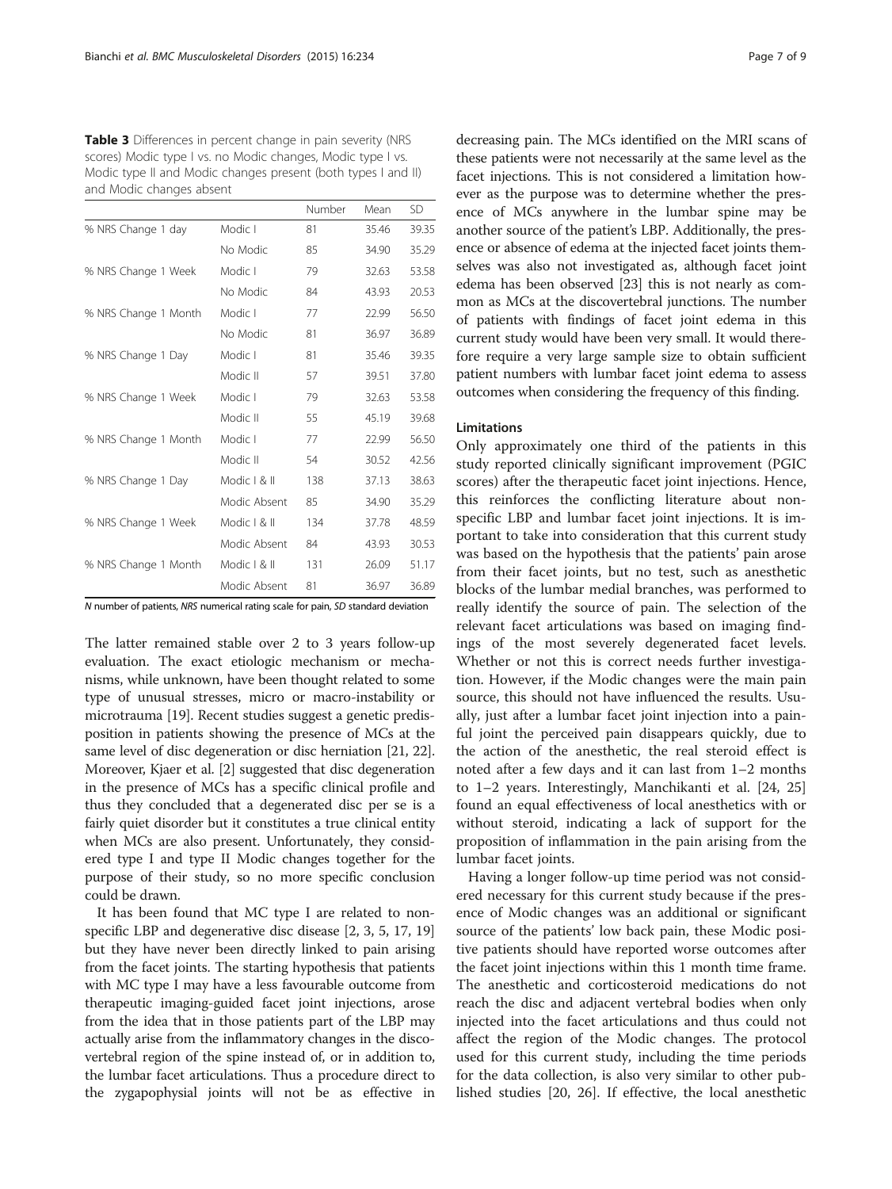**Table 3** Differences in percent change in pain severity (NRS scores) Modic type I vs. no Modic changes, Modic type I vs. Modic type II and Modic changes present (both types I and II) and Modic changes absent

| | | Number | Mean | SD |
|---|---|---|---|---|
| % NRS Change 1 day | Modic I | 81 | 35.46 | 39.35 |
| | No Modic | 85 | 34.90 | 35.29 |
| % NRS Change 1 Week | Modic I | 79 | 32.63 | 53.58 |
| | No Modic | 84 | 43.93 | 20.53 |
| % NRS Change 1 Month | Modic I | 77 | 22.99 | 56.50 |
| | No Modic | 81 | 36.97 | 36.89 |
| % NRS Change 1 Day | Modic I | 81 | 35.46 | 39.35 |
| | Modic II | 57 | 39.51 | 37.80 |
| % NRS Change 1 Week | Modic I | 79 | 32.63 | 53.58 |
| | Modic II | 55 | 45.19 | 39.68 |
| % NRS Change 1 Month | Modic I | 77 | 22.99 | 56.50 |
| | Modic II | 54 | 30.52 | 42.56 |
| % NRS Change 1 Day | Modic I & II | 138 | 37.13 | 38.63 |
| | Modic Absent | 85 | 34.90 | 35.29 |
| % NRS Change 1 Week | Modic I & II | 134 | 37.78 | 48.59 |
| | Modic Absent | 84 | 43.93 | 30.53 |
| % NRS Change 1 Month | Modic I & II | 131 | 26.09 | 51.17 |
| | Modic Absent | 81 | 36.97 | 36.89 |

*N* number of patients, *NRS* numerical rating scale for pain, *SD* standard deviation

The latter remained stable over 2 to 3 years follow-up evaluation. The exact etiologic mechanism or mechanisms, while unknown, have been thought related to some type of unusual stresses, micro or macro-instability or microtrauma [19]. Recent studies suggest a genetic predisposition in patients showing the presence of MCs at the same level of disc degeneration or disc herniation [21, 22]. Moreover, Kjaer et al. [2] suggested that disc degeneration in the presence of MCs has a specific clinical profile and thus they concluded that a degenerated disc per se is a fairly quiet disorder but it constitutes a true clinical entity when MCs are also present. Unfortunately, they considered type I and type II Modic changes together for the purpose of their study, so no more specific conclusion could be drawn.

It has been found that MC type I are related to nonspecific LBP and degenerative disc disease [2, 3, 5, 17, 19] but they have never been directly linked to pain arising from the facet joints. The starting hypothesis that patients with MC type I may have a less favourable outcome from therapeutic imaging-guided facet joint injections, arose from the idea that in those patients part of the LBP may actually arise from the inflammatory changes in the discovertebral region of the spine instead of, or in addition to, the lumbar facet articulations. Thus a procedure direct to the zygapophysial joints will not be as effective in decreasing pain. The MCs identified on the MRI scans of these patients were not necessarily at the same level as the facet injections. This is not considered a limitation however as the purpose was to determine whether the presence of MCs anywhere in the lumbar spine may be another source of the patient's LBP. Additionally, the presence or absence of edema at the injected facet joints themselves was also not investigated as, although facet joint edema has been observed [23] this is not nearly as common as MCs at the discovertebral junctions. The number of patients with findings of facet joint edema in this current study would have been very small. It would therefore require a very large sample size to obtain sufficient patient numbers with lumbar facet joint edema to assess outcomes when considering the frequency of this finding.

## Limitations

Only approximately one third of the patients in this study reported clinically significant improvement (PGIC scores) after the therapeutic facet joint injections. Hence, this reinforces the conflicting literature about nonspecific LBP and lumbar facet joint injections. It is important to take into consideration that this current study was based on the hypothesis that the patients' pain arose from their facet joints, but no test, such as anesthetic blocks of the lumbar medial branches, was performed to really identify the source of pain. The selection of the relevant facet articulations was based on imaging findings of the most severely degenerated facet levels. Whether or not this is correct needs further investigation. However, if the Modic changes were the main pain source, this should not have influenced the results. Usually, just after a lumbar facet joint injection into a painful joint the perceived pain disappears quickly, due to the action of the anesthetic, the real steroid effect is noted after a few days and it can last from 1–2 months to 1–2 years. Interestingly, Manchikanti et al. [24, 25] found an equal effectiveness of local anesthetics with or without steroid, indicating a lack of support for the proposition of inflammation in the pain arising from the lumbar facet joints.

Having a longer follow-up time period was not considered necessary for this current study because if the presence of Modic changes was an additional or significant source of the patients' low back pain, these Modic positive patients should have reported worse outcomes after the facet joint injections within this 1 month time frame. The anesthetic and corticosteroid medications do not reach the disc and adjacent vertebral bodies when only injected into the facet articulations and thus could not affect the region of the Modic changes. The protocol used for this current study, including the time periods for the data collection, is also very similar to other published studies [20, 26]. If effective, the local anesthetic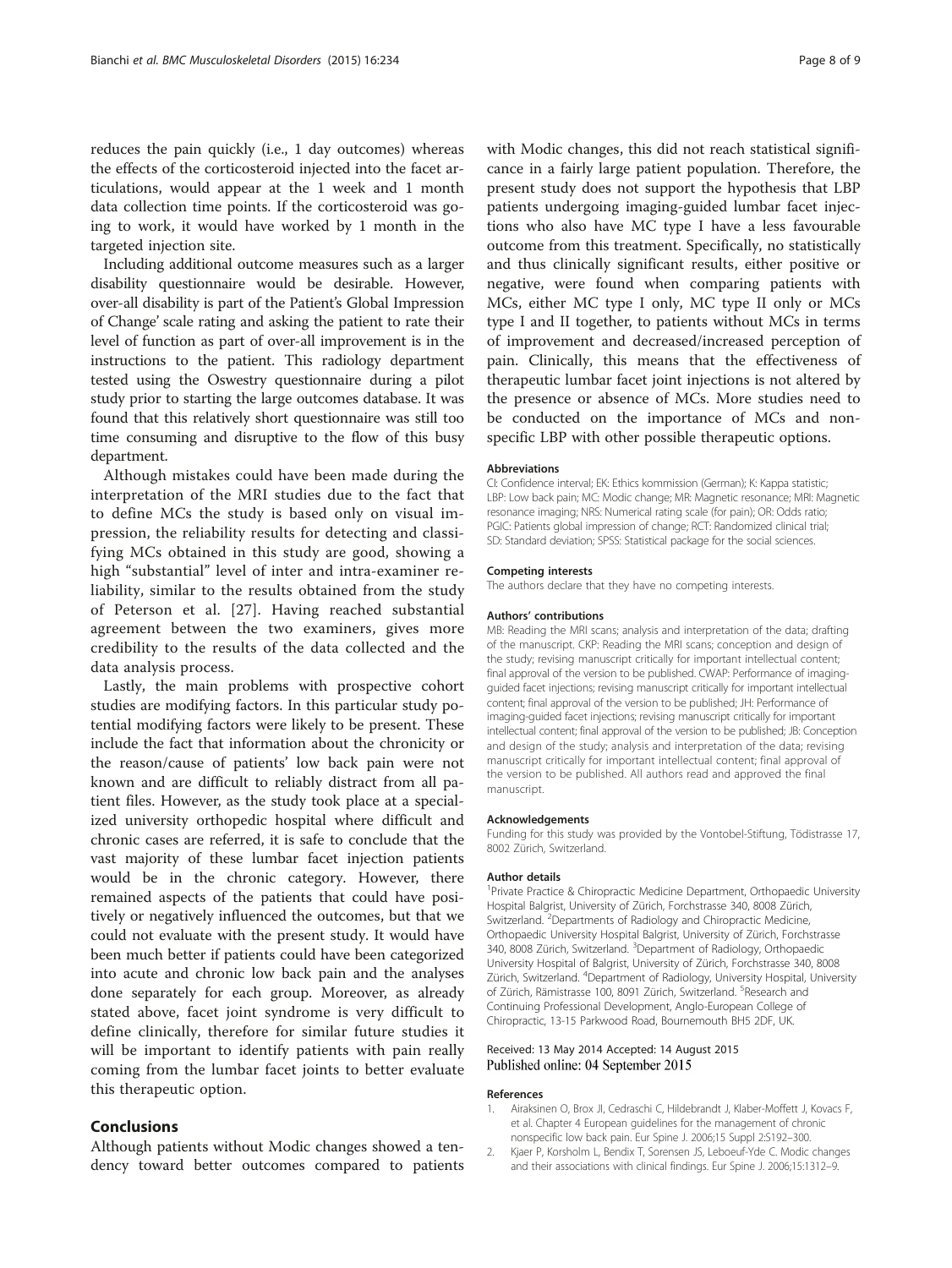reduces the pain quickly (i.e., 1 day outcomes) whereas the effects of the corticosteroid injected into the facet articulations, would appear at the 1 week and 1 month data collection time points. If the corticosteroid was going to work, it would have worked by 1 month in the targeted injection site.

Including additional outcome measures such as a larger disability questionnaire would be desirable. However, over-all disability is part of the Patient's Global Impression of Change' scale rating and asking the patient to rate their level of function as part of over-all improvement is in the instructions to the patient. This radiology department tested using the Oswestry questionnaire during a pilot study prior to starting the large outcomes database. It was found that this relatively short questionnaire was still too time consuming and disruptive to the flow of this busy department.

Although mistakes could have been made during the interpretation of the MRI studies due to the fact that to define MCs the study is based only on visual impression, the reliability results for detecting and classifying MCs obtained in this study are good, showing a high "substantial" level of inter and intra-examiner reliability, similar to the results obtained from the study of Peterson et al. [27]. Having reached substantial agreement between the two examiners, gives more credibility to the results of the data collected and the data analysis process.

Lastly, the main problems with prospective cohort studies are modifying factors. In this particular study potential modifying factors were likely to be present. These include the fact that information about the chronicity or the reason/cause of patients' low back pain were not known and are difficult to reliably distract from all patient files. However, as the study took place at a specialized university orthopedic hospital where difficult and chronic cases are referred, it is safe to conclude that the vast majority of these lumbar facet injection patients would be in the chronic category. However, there remained aspects of the patients that could have positively or negatively influenced the outcomes, but that we could not evaluate with the present study. It would have been much better if patients could have been categorized into acute and chronic low back pain and the analyses done separately for each group. Moreover, as already stated above, facet joint syndrome is very difficult to define clinically, therefore for similar future studies it will be important to identify patients with pain really coming from the lumbar facet joints to better evaluate this therapeutic option.

## Conclusions

Although patients without Modic changes showed a tendency toward better outcomes compared to patients with Modic changes, this did not reach statistical significance in a fairly large patient population. Therefore, the present study does not support the hypothesis that LBP patients undergoing imaging-guided lumbar facet injections who also have MC type I have a less favourable outcome from this treatment. Specifically, no statistically and thus clinically significant results, either positive or negative, were found when comparing patients with MCs, either MC type I only, MC type II only or MCs type I and II together, to patients without MCs in terms of improvement and decreased/increased perception of pain. Clinically, this means that the effectiveness of therapeutic lumbar facet joint injections is not altered by the presence or absence of MCs. More studies need to be conducted on the importance of MCs and non-specific LBP with other possible therapeutic options.

#### Abbreviations

CI: Confidence interval; EK: Ethics kommission (German); K: Kappa statistic; LBP: Low back pain; MC: Modic change; MR: Magnetic resonance; MRI: Magnetic resonance imaging; NRS: Numerical rating scale (for pain); OR: Odds ratio; PGIC: Patients global impression of change; RCT: Randomized clinical trial; SD: Standard deviation; SPSS: Statistical package for the social sciences.

#### Competing interests

The authors declare that they have no competing interests.

#### Authors' contributions

MB: Reading the MRI scans; analysis and interpretation of the data; drafting of the manuscript. CKP: Reading the MRI scans; conception and design of the study; revising manuscript critically for important intellectual content; final approval of the version to be published. CWAP: Performance of imaging-guided facet injections; revising manuscript critically for important intellectual content; final approval of the version to be published; JH: Performance of imaging-guided facet injections; revising manuscript critically for important intellectual content; final approval of the version to be published; JB: Conception and design of the study; analysis and interpretation of the data; revising manuscript critically for important intellectual content; final approval of the version to be published. All authors read and approved the final manuscript.

#### Acknowledgements

Funding for this study was provided by the Vontobel-Stiftung, Tödistrasse 17, 8002 Zürich, Switzerland.

#### Author details

[1]Private Practice & Chiropractic Medicine Department, Orthopaedic University Hospital Balgrist, University of Zürich, Forchstrasse 340, 8008 Zürich, Switzerland. [2]Departments of Radiology and Chiropractic Medicine, Orthopaedic University Hospital Balgrist, University of Zürich, Forchstrasse 340, 8008 Zürich, Switzerland. [3]Department of Radiology, Orthopaedic University Hospital of Balgrist, University of Zürich, Forchstrasse 340, 8008 Zürich, Switzerland. [4]Department of Radiology, University Hospital, University of Zürich, Rämistrasse 100, 8091 Zürich, Switzerland. [5]Research and Continuing Professional Development, Anglo-European College of Chiropractic, 13-15 Parkwood Road, Bournemouth BH5 2DF, UK.

Received: 13 May 2014 Accepted: 14 August 2015
Published online: 04 September 2015

#### References

1. Airaksinen O, Brox JI, Cedraschi C, Hildebrandt J, Klaber-Moffett J, Kovacs F, et al. Chapter 4 European guidelines for the management of chronic nonspecific low back pain. Eur Spine J. 2006;15 Suppl 2:S192–300.
2. Kjaer P, Korsholm L, Bendix T, Sorensen JS, Leboeuf-Yde C. Modic changes and their associations with clinical findings. Eur Spine J. 2006;15:1312–9.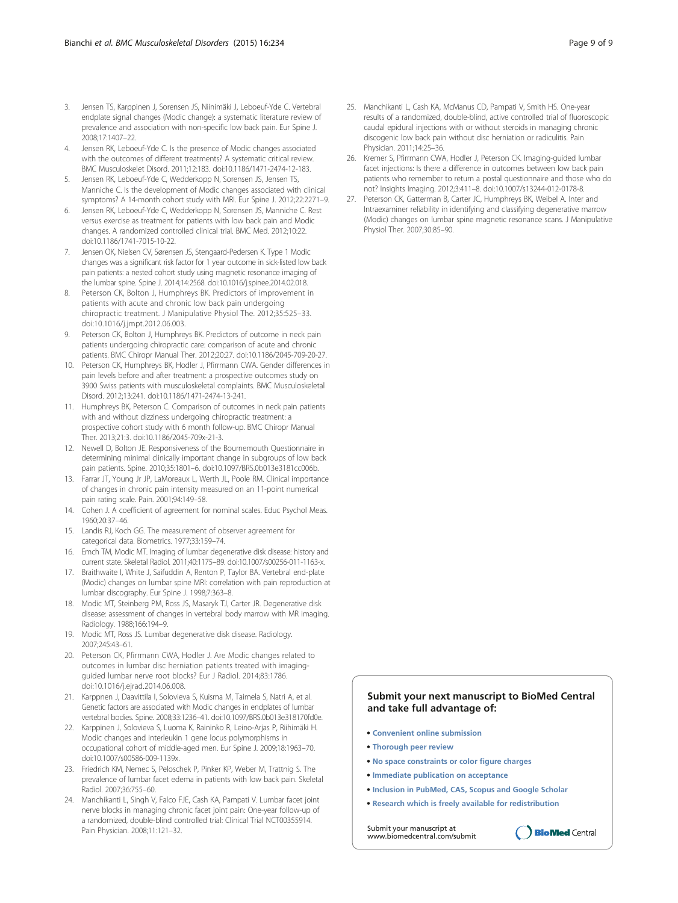3. Jensen TS, Karppinen J, Sorensen JS, Niinimäki J, Leboeuf-Yde C. Vertebral endplate signal changes (Modic change): a systematic literature review of prevalence and association with non-specific low back pain. Eur Spine J. 2008;17:1407–22.
4. Jensen RK, Leboeuf-Yde C. Is the presence of Modic changes associated with the outcomes of different treatments? A systematic critical review. BMC Musculoskelet Disord. 2011;12:183. doi:10.1186/1471-2474-12-183.
5. Jensen RK, Leboeuf-Yde C, Wedderkopp N, Sorensen JS, Jensen TS, Manniche C. Is the development of Modic changes associated with clinical symptoms? A 14-month cohort study with MRI. Eur Spine J. 2012;22:2271–9.
6. Jensen RK, Leboeuf-Yde C, Wedderkopp N, Sorensen JS, Manniche C. Rest versus exercise as treatment for patients with low back pain and Modic changes. A randomized controlled clinical trial. BMC Med. 2012;10:22. doi:10.1186/1741-7015-10-22.
7. Jensen OK, Nielsen CV, Sørensen JS, Stengaard-Pedersen K. Type 1 Modic changes was a significant risk factor for 1 year outcome in sick-listed low back pain patients: a nested cohort study using magnetic resonance imaging of the lumbar spine. Spine J. 2014;14:2568. doi:10.1016/j.spinee.2014.02.018.
8. Peterson CK, Bolton J, Humphreys BK. Predictors of improvement in patients with acute and chronic low back pain undergoing chiropractic treatment. J Manipulative Physiol The. 2012;35:525–33. doi:10.1016/j.jmpt.2012.06.003.
9. Peterson CK, Bolton J, Humphreys BK. Predictors of outcome in neck pain patients undergoing chiropractic care: comparison of acute and chronic patients. BMC Chiropr Manual Ther. 2012;20:27. doi:10.1186/2045-709-20-27.
10. Peterson CK, Humphreys BK, Hodler J, Pfirrmann CWA. Gender differences in pain levels before and after treatment: a prospective outcomes study on 3900 Swiss patients with musculoskeletal complaints. BMC Musculoskeletal Disord. 2012;13:241. doi:10.1186/1471-2474-13-241.
11. Humphreys BK, Peterson C. Comparison of outcomes in neck pain patients with and without dizziness undergoing chiropractic treatment: a prospective cohort study with 6 month follow-up. BMC Chiropr Manual Ther. 2013;21:3. doi:10.1186/2045-709x-21-3.
12. Newell D, Bolton JE. Responsiveness of the Bournemouth Questionnaire in determining minimal clinically important change in subgroups of low back pain patients. Spine. 2010;35:1801–6. doi:10.1097/BRS.0b013e3181cc006b.
13. Farrar JT, Young Jr JP, LaMoreaux L, Werth JL, Poole RM. Clinical importance of changes in chronic pain intensity measured on an 11-point numerical pain rating scale. Pain. 2001;94:149–58.
14. Cohen J. A coefficient of agreement for nominal scales. Educ Psychol Meas. 1960;20:37–46.
15. Landis RJ, Koch GG. The measurement of observer agreement for categorical data. Biometrics. 1977;33:159–74.
16. Emch TM, Modic MT. Imaging of lumbar degenerative disk disease: history and current state. Skeletal Radiol. 2011;40:1175–89. doi:10.1007/s00256-011-1163-x.
17. Braithwaite I, White J, Saifuddin A, Renton P, Taylor BA. Vertebral end-plate (Modic) changes on lumbar spine MRI: correlation with pain reproduction at lumbar discography. Eur Spine J. 1998;7:363–8.
18. Modic MT, Steinberg PM, Ross JS, Masaryk TJ, Carter JR. Degenerative disk disease: assessment of changes in vertebral body marrow with MR imaging. Radiology. 1988;166:194–9.
19. Modic MT, Ross JS. Lumbar degenerative disk disease. Radiology. 2007;245:43–61.
20. Peterson CK, Pfirrmann CWA, Hodler J. Are Modic changes related to outcomes in lumbar disc herniation patients treated with imaging-guided lumbar nerve root blocks? Eur J Radiol. 2014;83:1786. doi:10.1016/j.ejrad.2014.06.008.
21. Karppnen J, Daavittila I, Solovieva S, Kuisma M, Taimela S, Natri A, et al. Genetic factors are associated with Modic changes in endplates of lumbar vertebral bodies. Spine. 2008;33:1236–41. doi:10.1097/BRS.0b013e318170fd0e.
22. Karppinen J, Solovieva S, Luoma K, Raininko R, Leino-Arjas P, Riihimäki H. Modic changes and interleukin 1 gene locus polymorphisms in occupational cohort of middle-aged men. Eur Spine J. 2009;18:1963–70. doi:10.1007/s00586-009-1139x.
23. Friedrich KM, Nemec S, Peloschek P, Pinker KP, Weber M, Trattnig S. The prevalence of lumbar facet edema in patients with low back pain. Skeletal Radiol. 2007;36:755–60.
24. Manchikanti L, Singh V, Falco FJE, Cash KA, Pampati V. Lumbar facet joint nerve blocks in managing chronic facet joint pain: One-year follow-up of a randomized, double-blind controlled trial: Clinical Trial NCT00355914. Pain Physician. 2008;11:121–32.
25. Manchikanti L, Cash KA, McManus CD, Pampati V, Smith HS. One-year results of a randomized, double-blind, active controlled trial of fluoroscopic caudal epidural injections with or without steroids in managing chronic discogenic low back pain without disc herniation or radiculitis. Pain Physician. 2011;14:25–36.
26. Kremer S, Pfirrmann CWA, Hodler J, Peterson CK. Imaging-guided lumbar facet injections: Is there a difference in outcomes between low back pain patients who remember to return a postal questionnaire and those who do not? Insights Imaging. 2012;3:411–8. doi:10.1007/s13244-012-0178-8.
27. Peterson CK, Gatterman B, Carter JC, Humphreys BK, Weibel A. Inter and Intraexaminer reliability in identifying and classifying degenerative marrow (Modic) changes on lumbar spine magnetic resonance scans. J Manipulative Physiol Ther. 2007;30:85–90.

**Submit your next manuscript to BioMed Central and take full advantage of:**

- **Convenient online submission**
- **Thorough peer review**
- **No space constraints or color figure charges**
- **Immediate publication on acceptance**
- **Inclusion in PubMed, CAS, Scopus and Google Scholar**
- **Research which is freely available for redistribution**

Submit your manuscript at
www.biomedcentral.com/submit

BioMed Central